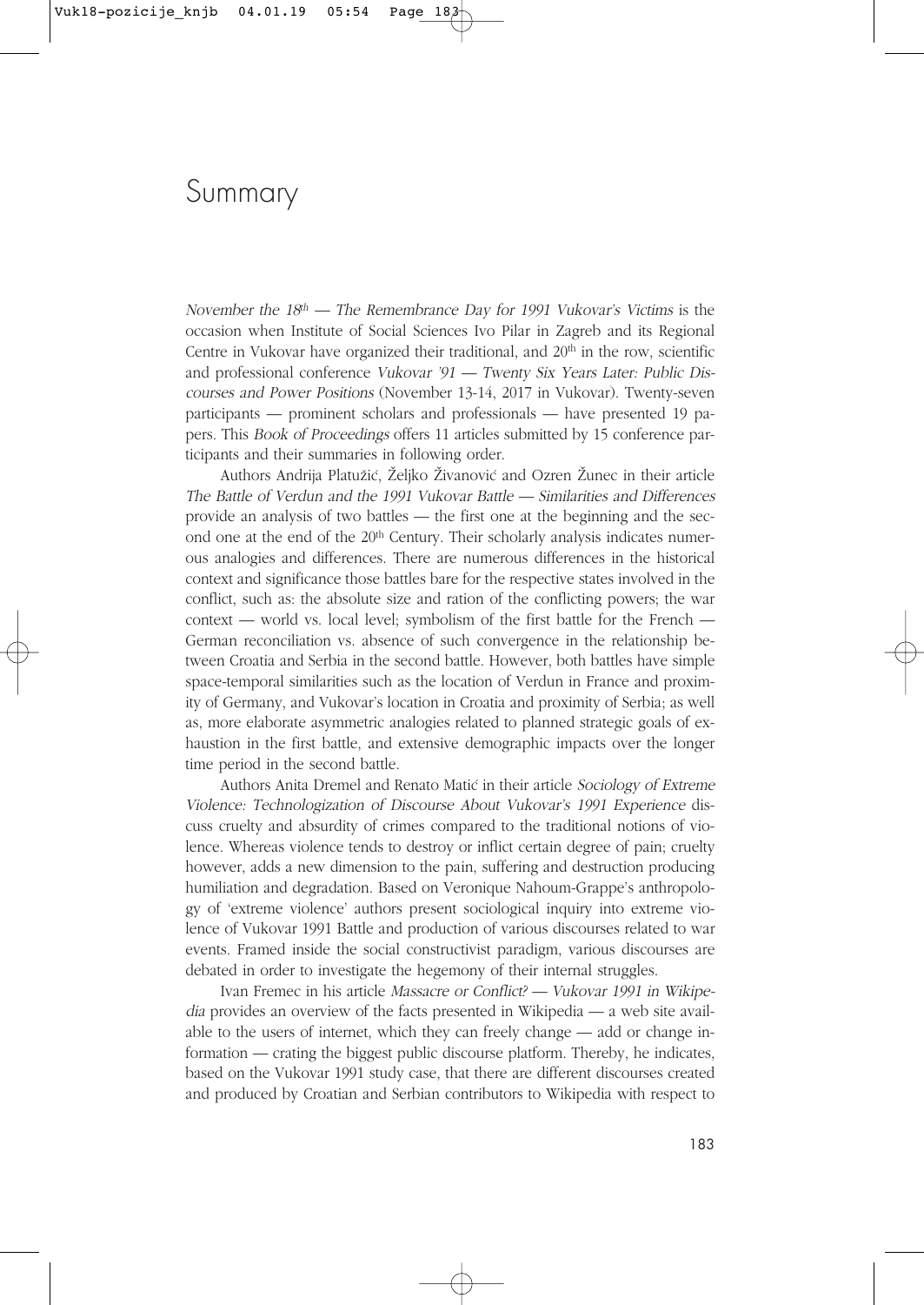# Summary

*November the 18th — The Remembrance Day for 1991 Vukovar's Victims* is the occasion when Institute of Social Sciences Ivo Pilar in Zagreb and its Regional Centre in Vukovar have organized their traditional, and 20th in the row, scientific and professional conference *Vukovar '91 — Twenty Six Years Later: Public Discourses and Power Positions* (November 13-14, 2017 in Vukovar). Twenty-seven participants — prominent scholars and professionals — have presented 19 papers. This *Book of Proceedings* offers 11 articles submitted by 15 conference participants and their summaries in following order.

Authors Andrija Platužić, Željko Živanović and Ozren Žunec in their article *The Battle of Verdun and the 1991 Vukovar Battle — Similarities and Differences* provide an analysis of two battles — the first one at the beginning and the second one at the end of the 20th Century. Their scholarly analysis indicates numerous analogies and differences. There are numerous differences in the historical context and significance those battles bare for the respective states involved in the conflict, such as: the absolute size and ration of the conflicting powers; the war context — world vs. local level; symbolism of the first battle for the French — German reconciliation vs. absence of such convergence in the relationship between Croatia and Serbia in the second battle. However, both battles have simple space-temporal similarities such as the location of Verdun in France and proximity of Germany, and Vukovar's location in Croatia and proximity of Serbia; as well as, more elaborate asymmetric analogies related to planned strategic goals of exhaustion in the first battle, and extensive demographic impacts over the longer time period in the second battle.

Authors Anita Dremel and Renato Matić in their article *Sociology of Extreme Violence: Technologization of Discourse About Vukovar's 1991 Experience* discuss cruelty and absurdity of crimes compared to the traditional notions of violence. Whereas violence tends to destroy or inflict certain degree of pain; cruelty however, adds a new dimension to the pain, suffering and destruction producing humiliation and degradation. Based on Veronique Nahoum-Grappe's anthropology of 'extreme violence' authors present sociological inquiry into extreme violence of Vukovar 1991 Battle and production of various discourses related to war events. Framed inside the social constructivist paradigm, various discourses are debated in order to investigate the hegemony of their internal struggles.

Ivan Fremec in his article *Massacre or Conflict? — Vukovar 1991 in Wikipedia* provides an overview of the facts presented in Wikipedia — a web site available to the users of internet, which they can freely change — add or change information — crating the biggest public discourse platform. Thereby, he indicates, based on the Vukovar 1991 study case, that there are different discourses created and produced by Croatian and Serbian contributors to Wikipedia with respect to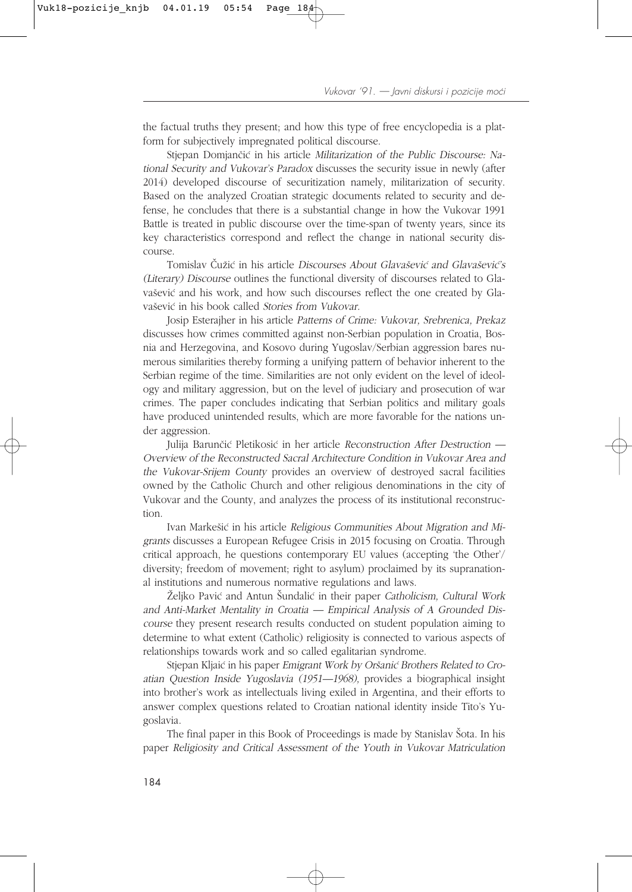the factual truths they present; and how this type of free encyclopedia is a platform for subjectively impregnated political discourse.

Stjepan Domjančić in his article *Militarization of the Public Discourse: National Security and Vukovar's Paradox* discusses the security issue in newly (after 2014) developed discourse of securitization namely, militarization of security. Based on the analyzed Croatian strategic documents related to security and defense, he concludes that there is a substantial change in how the Vukovar 1991 Battle is treated in public discourse over the time-span of twenty years, since its key characteristics correspond and reflect the change in national security discourse.

Tomislav Čužić in his article *Discourses About Glavašević and Glavašević's (Literary) Discourse* outlines the functional diversity of discourses related to Glavašević and his work, and how such discourses reflect the one created by Glavašević in his book called *Stories from Vukovar*.

Josip Esterajher in his article *Patterns of Crime: Vukovar, Srebrenica, Prekaz* discusses how crimes committed against non-Serbian population in Croatia, Bosnia and Herzegovina, and Kosovo during Yugoslav/Serbian aggression bares numerous similarities thereby forming a unifying pattern of behavior inherent to the Serbian regime of the time. Similarities are not only evident on the level of ideology and military aggression, but on the level of judiciary and prosecution of war crimes. The paper concludes indicating that Serbian politics and military goals have produced unintended results, which are more favorable for the nations under aggression.

Julija Barunčić Pletikosić in her article *Reconstruction After Destruction — Overview of the Reconstructed Sacral Architecture Condition in Vukovar Area and the Vukovar-Srijem County* provides an overview of destroyed sacral facilities owned by the Catholic Church and other religious denominations in the city of Vukovar and the County, and analyzes the process of its institutional reconstruction.

Ivan Markešić in his article *Religious Communities About Migration and Migrants* discusses a European Refugee Crisis in 2015 focusing on Croatia. Through critical approach, he questions contemporary EU values (accepting 'the Other'/ diversity; freedom of movement; right to asylum) proclaimed by its supranational institutions and numerous normative regulations and laws.

Željko Pavić and Antun Šundalić in their paper *Catholicism, Cultural Work and Anti-Market Mentality in Croatia — Empirical Analysis of A Grounded Discourse* they present research results conducted on student population aiming to determine to what extent (Catholic) religiosity is connected to various aspects of relationships towards work and so called egalitarian syndrome.

Stjepan Kljaić in his paper *Emigrant Work by Oršanić Brothers Related to Croatian Question Inside Yugoslavia (1951—1968),* provides a biographical insight into brother's work as intellectuals living exiled in Argentina, and their efforts to answer complex questions related to Croatian national identity inside Tito's Yugoslavia.

The final paper in this Book of Proceedings is made by Stanislav Šota. In his paper *Religiosity and Critical Assessment of the Youth in Vukovar Matriculation*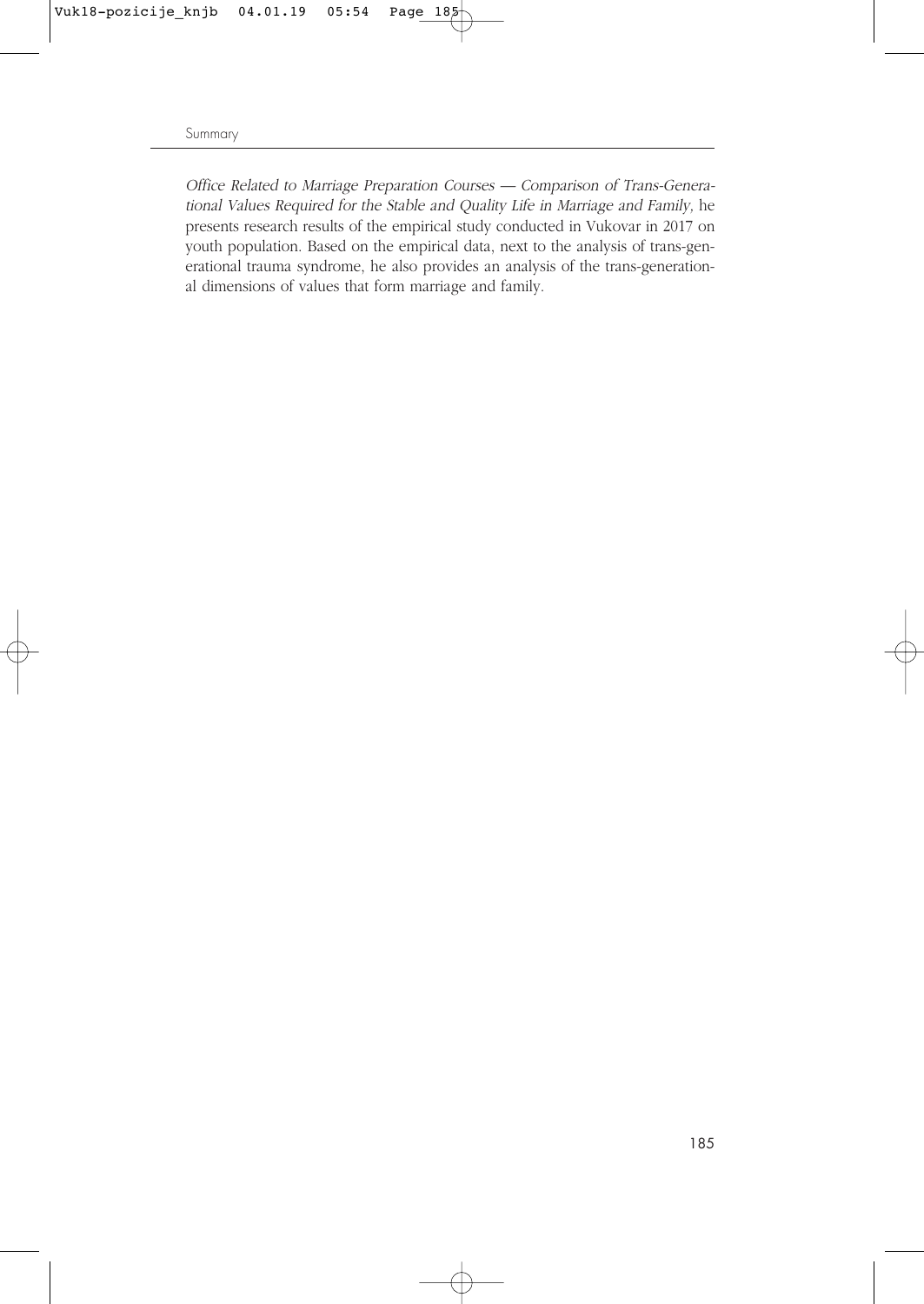*Office Related to Marriage Preparation Courses — Comparison of Trans-Generational Values Required for the Stable and Quality Life in Marriage and Family,* he presents research results of the empirical study conducted in Vukovar in 2017 on youth population. Based on the empirical data, next to the analysis of trans-generational trauma syndrome, he also provides an analysis of the trans-generational dimensions of values that form marriage and family.